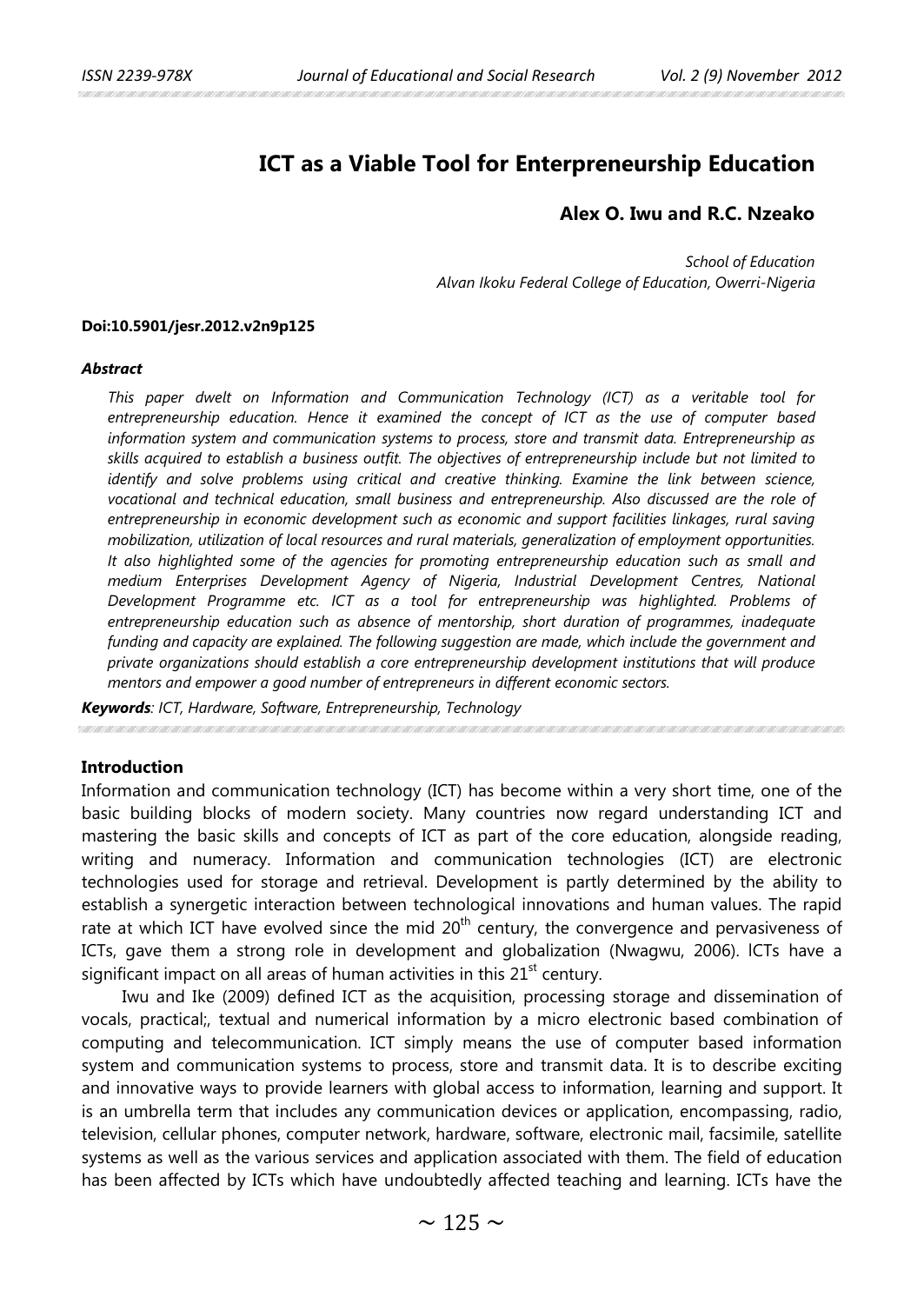# ICT as a Viable Tool for Enterpreneurship Education

**Alex O. Iwu and R.C. Nzeako**

*School of Education*
*Alvan Ikoku Federal College of Education, Owerri-Nigeria*

**Doi:10.5901/jesr.2012.v2n9p125**

***Abstract***

*This paper dwelt on Information and Communication Technology (ICT) as a veritable tool for entrepreneurship education. Hence it examined the concept of ICT as the use of computer based information system and communication systems to process, store and transmit data. Entrepreneurship as skills acquired to establish a business outfit. The objectives of entrepreneurship include but not limited to identify and solve problems using critical and creative thinking. Examine the link between science, vocational and technical education, small business and entrepreneurship. Also discussed are the role of entrepreneurship in economic development such as economic and support facilities linkages, rural saving mobilization, utilization of local resources and rural materials, generalization of employment opportunities. It also highlighted some of the agencies for promoting entrepreneurship education such as small and medium Enterprises Development Agency of Nigeria, Industrial Development Centres, National Development Programme etc. ICT as a tool for entrepreneurship was highlighted. Problems of entrepreneurship education such as absence of mentorship, short duration of programmes, inadequate funding and capacity are explained. The following suggestion are made, which include the government and private organizations should establish a core entrepreneurship development institutions that will produce mentors and empower a good number of entrepreneurs in different economic sectors.*

***Keywords****: ICT, Hardware, Software, Entrepreneurship, Technology*

## Introduction

Information and communication technology (ICT) has become within a very short time, one of the basic building blocks of modern society. Many countries now regard understanding ICT and mastering the basic skills and concepts of ICT as part of the core education, alongside reading, writing and numeracy. Information and communication technologies (ICT) are electronic technologies used for storage and retrieval. Development is partly determined by the ability to establish a synergetic interaction between technological innovations and human values. The rapid rate at which ICT have evolved since the mid 20th century, the convergence and pervasiveness of ICTs, gave them a strong role in development and globalization (Nwagwu, 2006). ICTs have a significant impact on all areas of human activities in this 21st century.

Iwu and Ike (2009) defined ICT as the acquisition, processing storage and dissemination of vocals, practical;, textual and numerical information by a micro electronic based combination of computing and telecommunication. ICT simply means the use of computer based information system and communication systems to process, store and transmit data. It is to describe exciting and innovative ways to provide learners with global access to information, learning and support. It is an umbrella term that includes any communication devices or application, encompassing, radio, television, cellular phones, computer network, hardware, software, electronic mail, facsimile, satellite systems as well as the various services and application associated with them. The field of education has been affected by ICTs which have undoubtedly affected teaching and learning. ICTs have the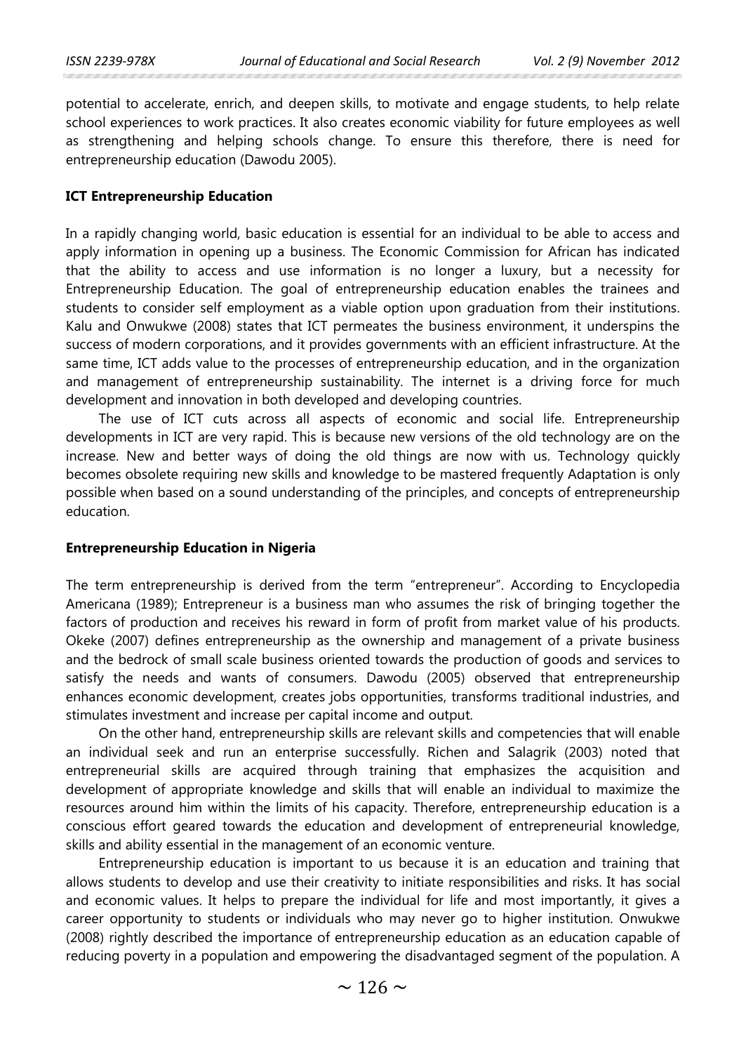potential to accelerate, enrich, and deepen skills, to motivate and engage students, to help relate school experiences to work practices. It also creates economic viability for future employees as well as strengthening and helping schools change. To ensure this therefore, there is need for entrepreneurship education (Dawodu 2005).

### ICT Entrepreneurship Education

In a rapidly changing world, basic education is essential for an individual to be able to access and apply information in opening up a business. The Economic Commission for African has indicated that the ability to access and use information is no longer a luxury, but a necessity for Entrepreneurship Education. The goal of entrepreneurship education enables the trainees and students to consider self employment as a viable option upon graduation from their institutions. Kalu and Onwukwe (2008) states that ICT permeates the business environment, it underspins the success of modern corporations, and it provides governments with an efficient infrastructure. At the same time, ICT adds value to the processes of entrepreneurship education, and in the organization and management of entrepreneurship sustainability. The internet is a driving force for much development and innovation in both developed and developing countries.

The use of ICT cuts across all aspects of economic and social life. Entrepreneurship developments in ICT are very rapid. This is because new versions of the old technology are on the increase. New and better ways of doing the old things are now with us. Technology quickly becomes obsolete requiring new skills and knowledge to be mastered frequently Adaptation is only possible when based on a sound understanding of the principles, and concepts of entrepreneurship education.

### Entrepreneurship Education in Nigeria

The term entrepreneurship is derived from the term "entrepreneur". According to Encyclopedia Americana (1989); Entrepreneur is a business man who assumes the risk of bringing together the factors of production and receives his reward in form of profit from market value of his products. Okeke (2007) defines entrepreneurship as the ownership and management of a private business and the bedrock of small scale business oriented towards the production of goods and services to satisfy the needs and wants of consumers. Dawodu (2005) observed that entrepreneurship enhances economic development, creates jobs opportunities, transforms traditional industries, and stimulates investment and increase per capital income and output.

On the other hand, entrepreneurship skills are relevant skills and competencies that will enable an individual seek and run an enterprise successfully. Richen and Salagrik (2003) noted that entrepreneurial skills are acquired through training that emphasizes the acquisition and development of appropriate knowledge and skills that will enable an individual to maximize the resources around him within the limits of his capacity. Therefore, entrepreneurship education is a conscious effort geared towards the education and development of entrepreneurial knowledge, skills and ability essential in the management of an economic venture.

Entrepreneurship education is important to us because it is an education and training that allows students to develop and use their creativity to initiate responsibilities and risks. It has social and economic values. It helps to prepare the individual for life and most importantly, it gives a career opportunity to students or individuals who may never go to higher institution. Onwukwe (2008) rightly described the importance of entrepreneurship education as an education capable of reducing poverty in a population and empowering the disadvantaged segment of the population. A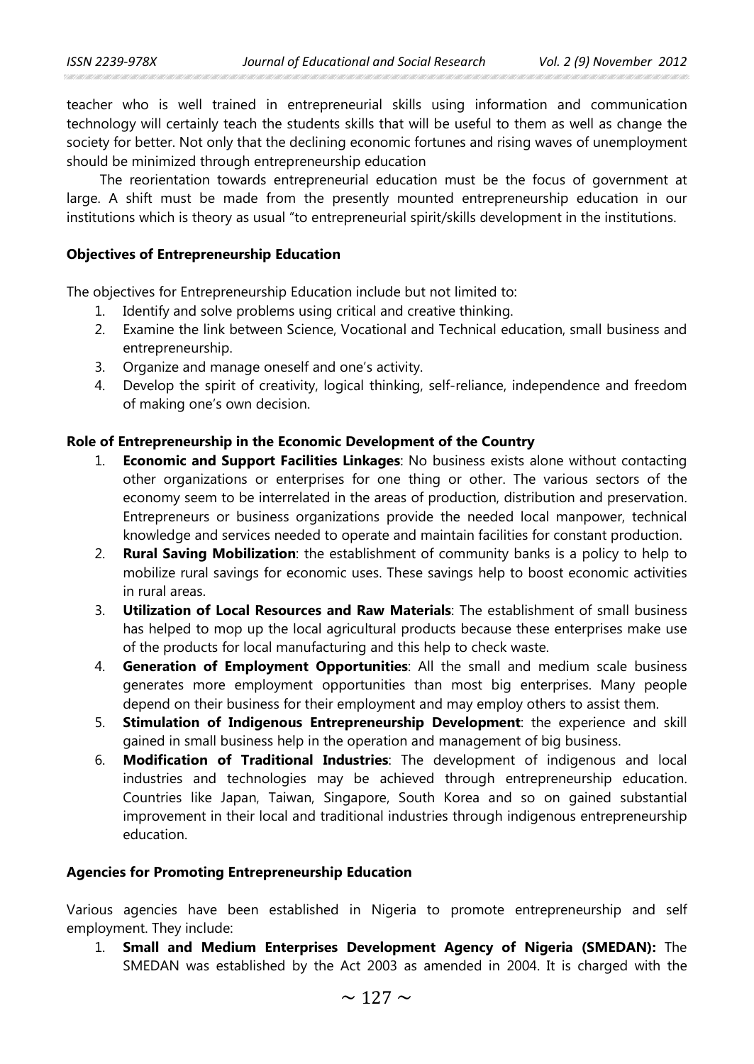teacher who is well trained in entrepreneurial skills using information and communication technology will certainly teach the students skills that will be useful to them as well as change the society for better. Not only that the declining economic fortunes and rising waves of unemployment should be minimized through entrepreneurship education

The reorientation towards entrepreneurial education must be the focus of government at large. A shift must be made from the presently mounted entrepreneurship education in our institutions which is theory as usual "to entrepreneurial spirit/skills development in the institutions.

**Objectives of Entrepreneurship Education**

The objectives for Entrepreneurship Education include but not limited to:

1. Identify and solve problems using critical and creative thinking.
2. Examine the link between Science, Vocational and Technical education, small business and entrepreneurship.
3. Organize and manage oneself and one's activity.
4. Develop the spirit of creativity, logical thinking, self-reliance, independence and freedom of making one's own decision.

**Role of Entrepreneurship in the Economic Development of the Country**

1. **Economic and Support Facilities Linkages**: No business exists alone without contacting other organizations or enterprises for one thing or other. The various sectors of the economy seem to be interrelated in the areas of production, distribution and preservation. Entrepreneurs or business organizations provide the needed local manpower, technical knowledge and services needed to operate and maintain facilities for constant production.
2. **Rural Saving Mobilization**: the establishment of community banks is a policy to help to mobilize rural savings for economic uses. These savings help to boost economic activities in rural areas.
3. **Utilization of Local Resources and Raw Materials**: The establishment of small business has helped to mop up the local agricultural products because these enterprises make use of the products for local manufacturing and this help to check waste.
4. **Generation of Employment Opportunities**: All the small and medium scale business generates more employment opportunities than most big enterprises. Many people depend on their business for their employment and may employ others to assist them.
5. **Stimulation of Indigenous Entrepreneurship Development**: the experience and skill gained in small business help in the operation and management of big business.
6. **Modification of Traditional Industries**: The development of indigenous and local industries and technologies may be achieved through entrepreneurship education. Countries like Japan, Taiwan, Singapore, South Korea and so on gained substantial improvement in their local and traditional industries through indigenous entrepreneurship education.

**Agencies for Promoting Entrepreneurship Education**

Various agencies have been established in Nigeria to promote entrepreneurship and self employment. They include:

1. **Small and Medium Enterprises Development Agency of Nigeria (SMEDAN):** The SMEDAN was established by the Act 2003 as amended in 2004. It is charged with the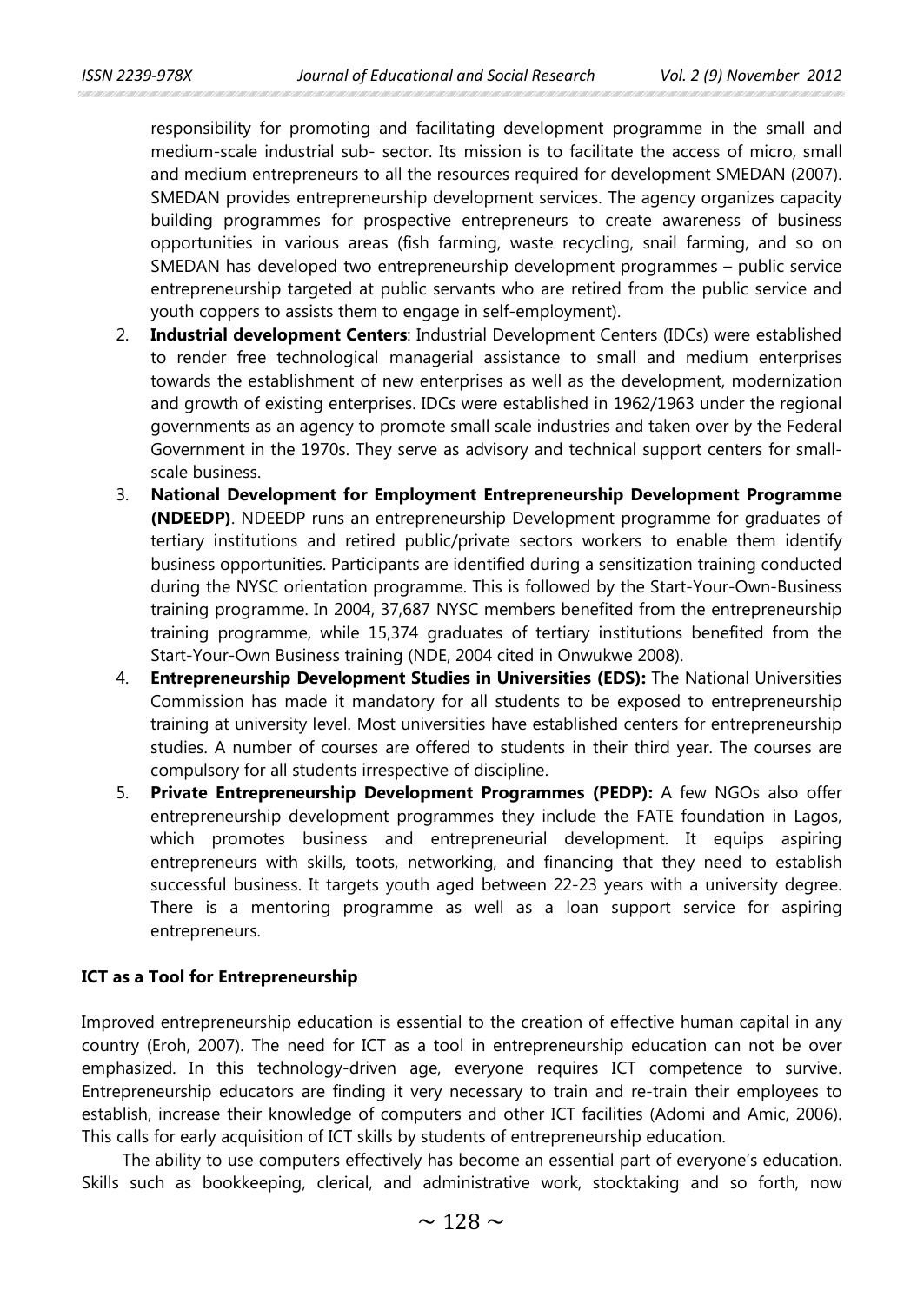responsibility for promoting and facilitating development programme in the small and medium-scale industrial sub- sector. Its mission is to facilitate the access of micro, small and medium entrepreneurs to all the resources required for development SMEDAN (2007). SMEDAN provides entrepreneurship development services. The agency organizes capacity building programmes for prospective entrepreneurs to create awareness of business opportunities in various areas (fish farming, waste recycling, snail farming, and so on SMEDAN has developed two entrepreneurship development programmes – public service entrepreneurship targeted at public servants who are retired from the public service and youth coppers to assists them to engage in self-employment).

2. **Industrial development Centers**: Industrial Development Centers (IDCs) were established to render free technological managerial assistance to small and medium enterprises towards the establishment of new enterprises as well as the development, modernization and growth of existing enterprises. IDCs were established in 1962/1963 under the regional governments as an agency to promote small scale industries and taken over by the Federal Government in the 1970s. They serve as advisory and technical support centers for small-scale business.
3. **National Development for Employment Entrepreneurship Development Programme (NDEEDP)**. NDEEDP runs an entrepreneurship Development programme for graduates of tertiary institutions and retired public/private sectors workers to enable them identify business opportunities. Participants are identified during a sensitization training conducted during the NYSC orientation programme. This is followed by the Start-Your-Own-Business training programme. In 2004, 37,687 NYSC members benefited from the entrepreneurship training programme, while 15,374 graduates of tertiary institutions benefited from the Start-Your-Own Business training (NDE, 2004 cited in Onwukwe 2008).
4. **Entrepreneurship Development Studies in Universities (EDS):** The National Universities Commission has made it mandatory for all students to be exposed to entrepreneurship training at university level. Most universities have established centers for entrepreneurship studies. A number of courses are offered to students in their third year. The courses are compulsory for all students irrespective of discipline.
5. **Private Entrepreneurship Development Programmes (PEDP):** A few NGOs also offer entrepreneurship development programmes they include the FATE foundation in Lagos, which promotes business and entrepreneurial development. It equips aspiring entrepreneurs with skills, toots, networking, and financing that they need to establish successful business. It targets youth aged between 22-23 years with a university degree. There is a mentoring programme as well as a loan support service for aspiring entrepreneurs.

### ICT as a Tool for Entrepreneurship

Improved entrepreneurship education is essential to the creation of effective human capital in any country (Eroh, 2007). The need for ICT as a tool in entrepreneurship education can not be over emphasized. In this technology-driven age, everyone requires ICT competence to survive. Entrepreneurship educators are finding it very necessary to train and re-train their employees to establish, increase their knowledge of computers and other ICT facilities (Adomi and Amic, 2006). This calls for early acquisition of ICT skills by students of entrepreneurship education.

The ability to use computers effectively has become an essential part of everyone's education. Skills such as bookkeeping, clerical, and administrative work, stocktaking and so forth, now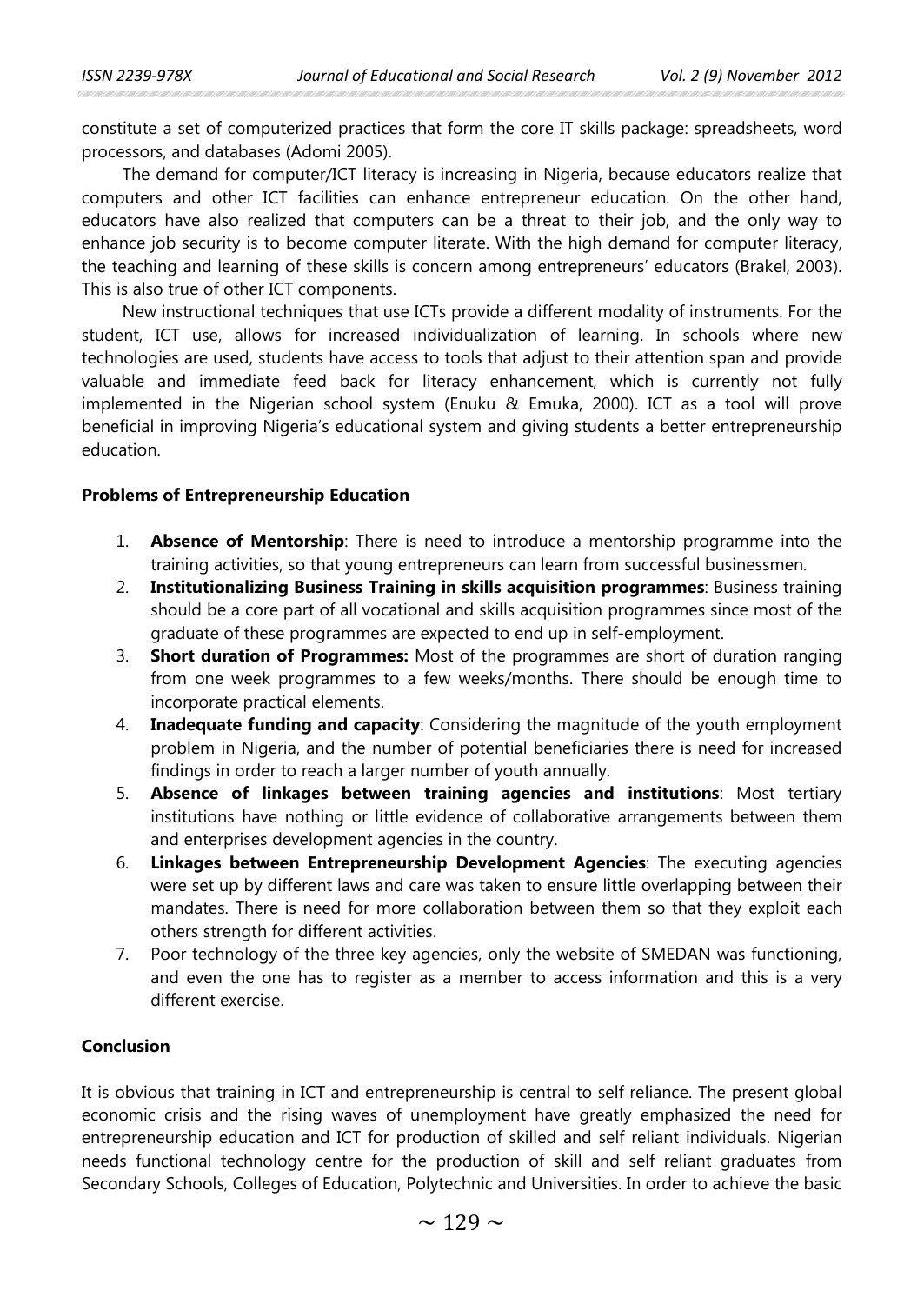constitute a set of computerized practices that form the core IT skills package: spreadsheets, word processors, and databases (Adomi 2005).

The demand for computer/ICT literacy is increasing in Nigeria, because educators realize that computers and other ICT facilities can enhance entrepreneur education. On the other hand, educators have also realized that computers can be a threat to their job, and the only way to enhance job security is to become computer literate. With the high demand for computer literacy, the teaching and learning of these skills is concern among entrepreneurs' educators (Brakel, 2003). This is also true of other ICT components.

New instructional techniques that use ICTs provide a different modality of instruments. For the student, ICT use, allows for increased individualization of learning. In schools where new technologies are used, students have access to tools that adjust to their attention span and provide valuable and immediate feed back for literacy enhancement, which is currently not fully implemented in the Nigerian school system (Enuku & Emuka, 2000). ICT as a tool will prove beneficial in improving Nigeria's educational system and giving students a better entrepreneurship education.

### Problems of Entrepreneurship Education

1. **Absence of Mentorship**: There is need to introduce a mentorship programme into the training activities, so that young entrepreneurs can learn from successful businessmen.
2. **Institutionalizing Business Training in skills acquisition programmes**: Business training should be a core part of all vocational and skills acquisition programmes since most of the graduate of these programmes are expected to end up in self-employment.
3. **Short duration of Programmes:** Most of the programmes are short of duration ranging from one week programmes to a few weeks/months. There should be enough time to incorporate practical elements.
4. **Inadequate funding and capacity**: Considering the magnitude of the youth employment problem in Nigeria, and the number of potential beneficiaries there is need for increased findings in order to reach a larger number of youth annually.
5. **Absence of linkages between training agencies and institutions**: Most tertiary institutions have nothing or little evidence of collaborative arrangements between them and enterprises development agencies in the country.
6. **Linkages between Entrepreneurship Development Agencies**: The executing agencies were set up by different laws and care was taken to ensure little overlapping between their mandates. There is need for more collaboration between them so that they exploit each others strength for different activities.
7. Poor technology of the three key agencies, only the website of SMEDAN was functioning, and even the one has to register as a member to access information and this is a very different exercise.

### Conclusion

It is obvious that training in ICT and entrepreneurship is central to self reliance. The present global economic crisis and the rising waves of unemployment have greatly emphasized the need for entrepreneurship education and ICT for production of skilled and self reliant individuals. Nigerian needs functional technology centre for the production of skill and self reliant graduates from Secondary Schools, Colleges of Education, Polytechnic and Universities. In order to achieve the basic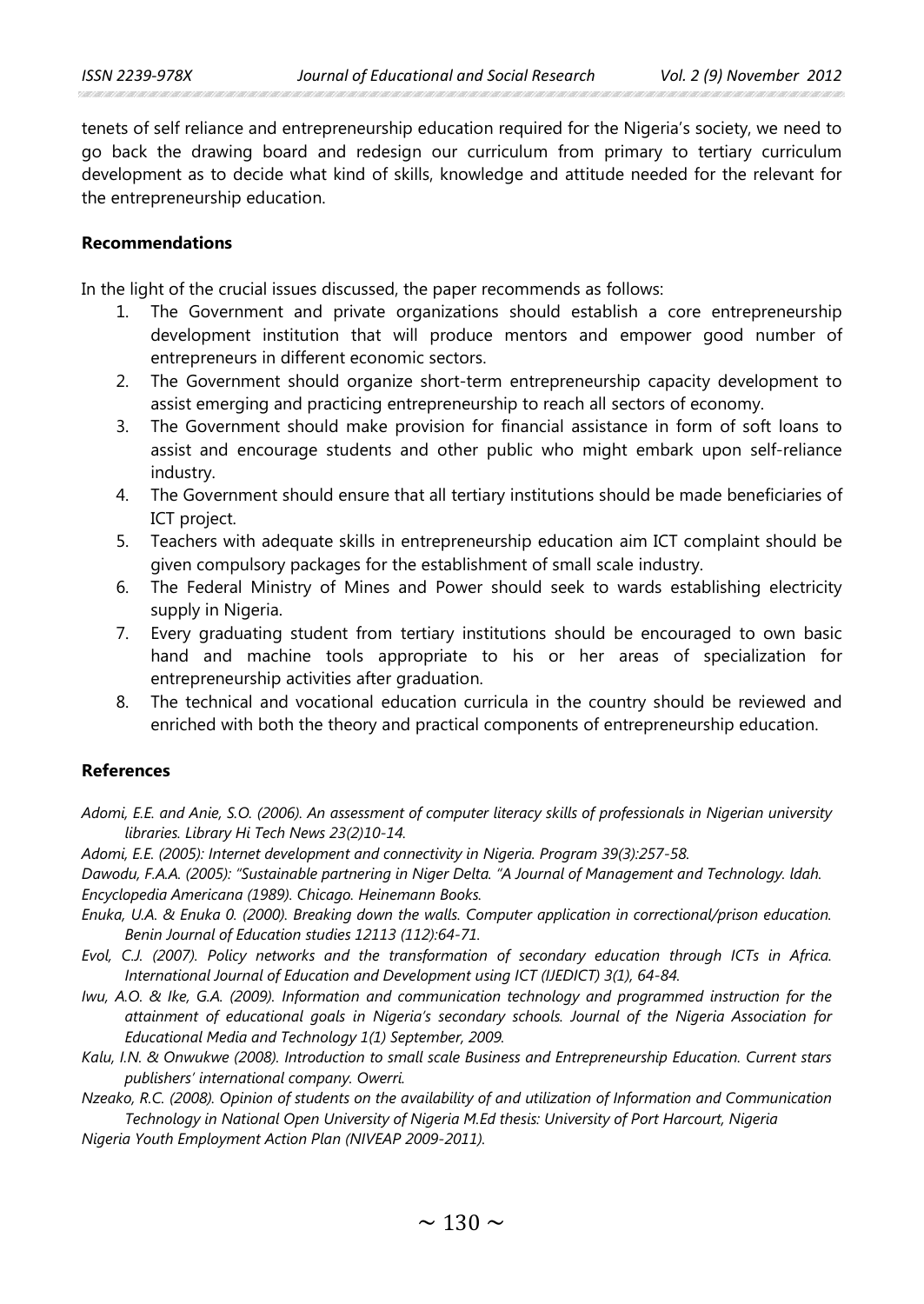tenets of self reliance and entrepreneurship education required for the Nigeria's society, we need to go back the drawing board and redesign our curriculum from primary to tertiary curriculum development as to decide what kind of skills, knowledge and attitude needed for the relevant for the entrepreneurship education.

## Recommendations

In the light of the crucial issues discussed, the paper recommends as follows:

1. The Government and private organizations should establish a core entrepreneurship development institution that will produce mentors and empower good number of entrepreneurs in different economic sectors.
2. The Government should organize short-term entrepreneurship capacity development to assist emerging and practicing entrepreneurship to reach all sectors of economy.
3. The Government should make provision for financial assistance in form of soft loans to assist and encourage students and other public who might embark upon self-reliance industry.
4. The Government should ensure that all tertiary institutions should be made beneficiaries of ICT project.
5. Teachers with adequate skills in entrepreneurship education aim ICT complaint should be given compulsory packages for the establishment of small scale industry.
6. The Federal Ministry of Mines and Power should seek to wards establishing electricity supply in Nigeria.
7. Every graduating student from tertiary institutions should be encouraged to own basic hand and machine tools appropriate to his or her areas of specialization for entrepreneurship activities after graduation.
8. The technical and vocational education curricula in the country should be reviewed and enriched with both the theory and practical components of entrepreneurship education.

## References

*Adomi, E.E. and Anie, S.O. (2006). An assessment of computer literacy skills of professionals in Nigerian university libraries. Library Hi Tech News 23(2)10-14.*

*Adomi, E.E. (2005): Internet development and connectivity in Nigeria. Program 39(3):257-58.*

*Dawodu, F.A.A. (2005): "Sustainable partnering in Niger Delta. "A Journal of Management and Technology. ldah.*

*Encyclopedia Americana (1989). Chicago. Heinemann Books.*

*Enuka, U.A. & Enuka 0. (2000). Breaking down the walls. Computer application in correctional/prison education. Benin Journal of Education studies 12113 (112):64-71.*

*Evol, C.J. (2007). Policy networks and the transformation of secondary education through ICTs in Africa. International Journal of Education and Development using ICT (IJEDICT) 3(1), 64-84.*

*Iwu, A.O. & Ike, G.A. (2009). Information and communication technology and programmed instruction for the attainment of educational goals in Nigeria's secondary schools. Journal of the Nigeria Association for Educational Media and Technology 1(1) September, 2009.*

*Kalu, I.N. & Onwukwe (2008). Introduction to small scale Business and Entrepreneurship Education. Current stars publishers' international company. Owerri.*

*Nzeako, R.C. (2008). Opinion of students on the availability of and utilization of Information and Communication Technology in National Open University of Nigeria M.Ed thesis: University of Port Harcourt, Nigeria*

*Nigeria Youth Employment Action Plan (NIVEAP 2009-2011).*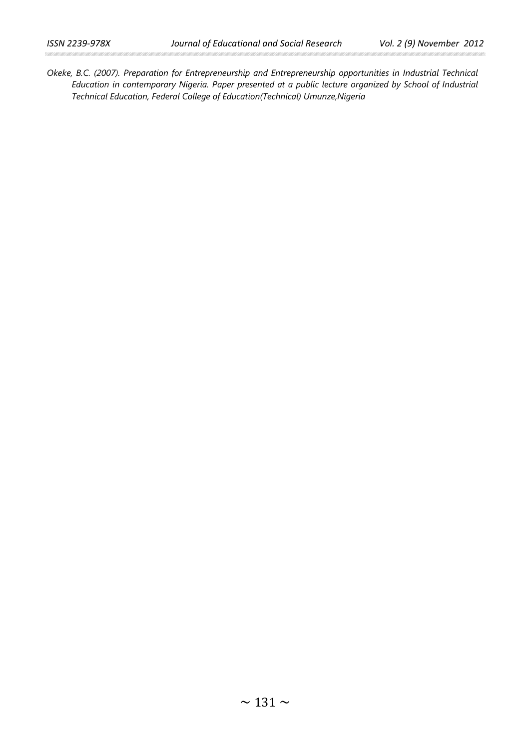*Okeke, B.C. (2007). Preparation for Entrepreneurship and Entrepreneurship opportunities in Industrial Technical Education in contemporary Nigeria. Paper presented at a public lecture organized by School of Industrial Technical Education, Federal College of Education(Technical) Umunze,Nigeria*